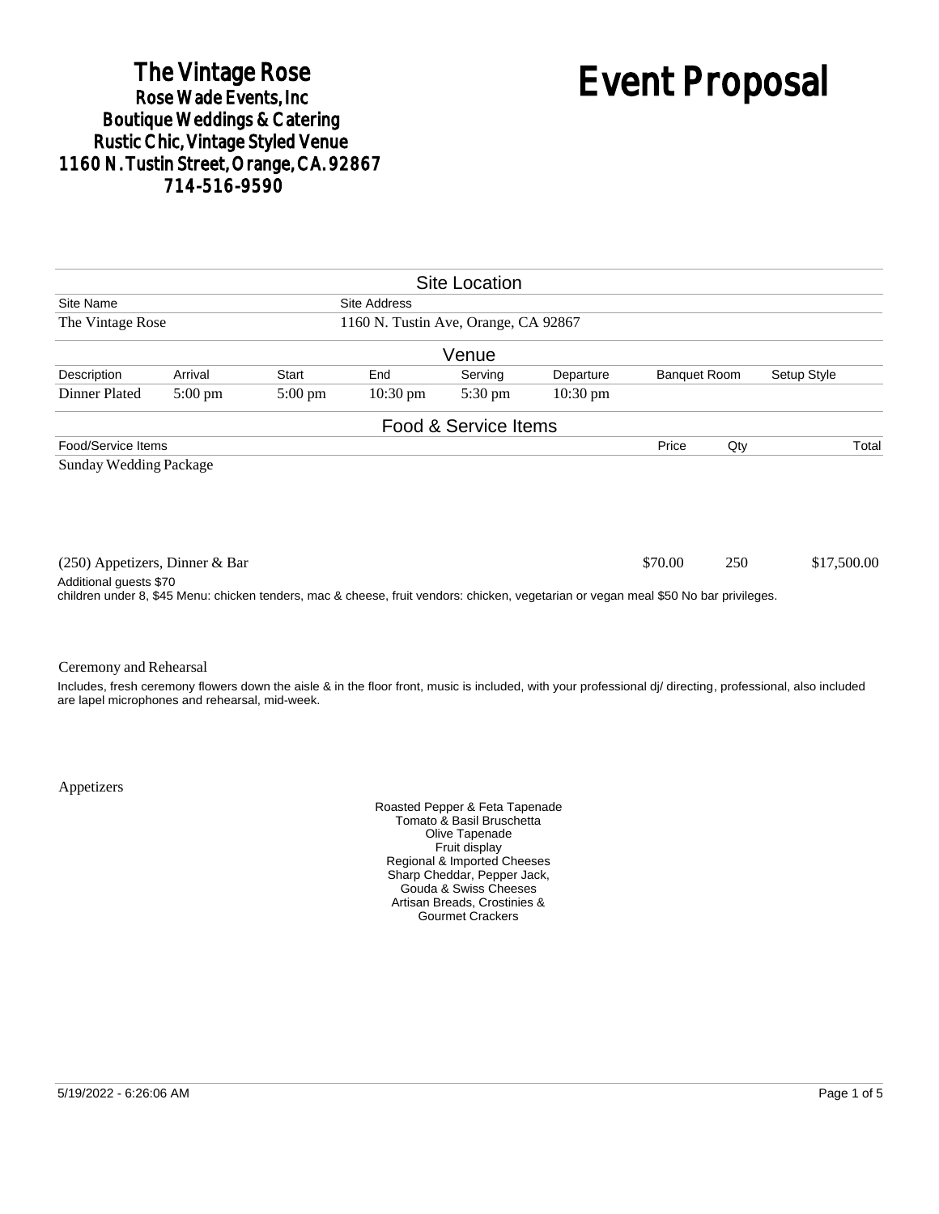**The Vintage Rose**
**Rose Wade Events, Inc**
**Boutique Weddings & Catering**
**Rustic Chic, Vintage Styled Venue**
**1160 N. Tustin Street, Orange, CA. 92867**
**714-516-9590**

# Event Proposal

## Site Location

| Site Name | Site Address |
|---|---|
| The Vintage Rose | 1160 N. Tustin Ave, Orange, CA 92867 |

## Venue

| Description | Arrival | Start | End | Serving | Departure | Banquet Room | Setup Style |
|---|---|---|---|---|---|---|---|
| Dinner Plated | 5:00 pm | 5:00 pm | 10:30 pm | 5:30 pm | 10:30 pm | | |

## Food & Service Items

| Food/Service Items | Price | Qty | Total |
|---|---|---|---|
| Sunday Wedding Package | | | |
| (250) Appetizers, Dinner & Bar | $70.00 | 250 | $17,500.00 |

Additional guests $70
children under 8, $45 Menu: chicken tenders, mac & cheese, fruit vendors: chicken, vegetarian or vegan meal $50 No bar privileges.

Ceremony and Rehearsal

Includes, fresh ceremony flowers down the aisle & in the floor front, music is included, with your professional dj/ directing, professional, also included are lapel microphones and rehearsal, mid-week.

Appetizers

Roasted Pepper & Feta Tapenade
Tomato & Basil Bruschetta
Olive Tapenade
Fruit display
Regional & Imported Cheeses
Sharp Cheddar, Pepper Jack,
Gouda & Swiss Cheeses
Artisan Breads, Crostinies &
Gourmet Crackers

5/19/2022 - 6:26:06 AM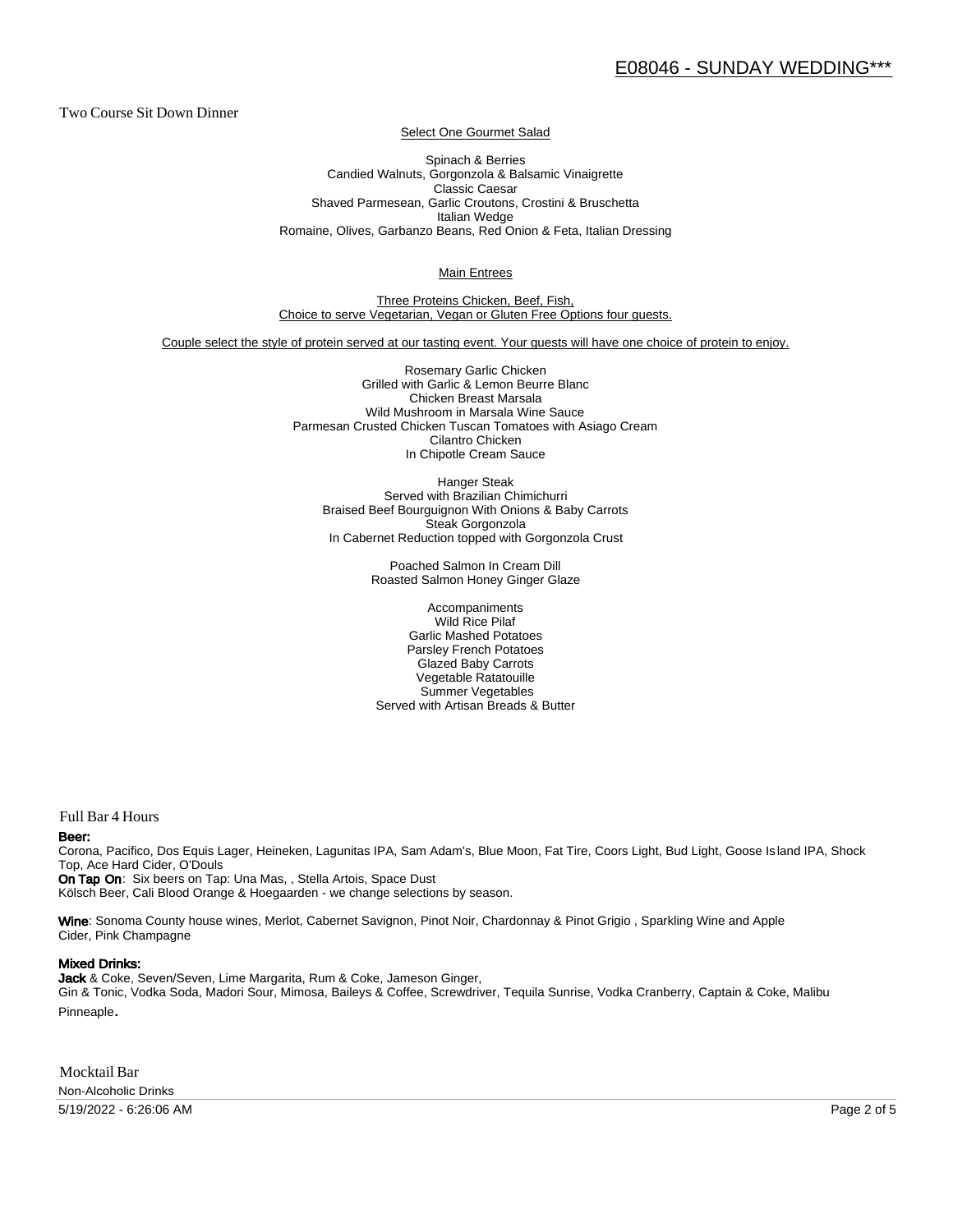Two Course Sit Down Dinner

<u>Select One Gourmet Salad</u>

Spinach & Berries
Candied Walnuts, Gorgonzola & Balsamic Vinaigrette
Classic Caesar
Shaved Parmesean, Garlic Croutons, Crostini & Bruschetta
Italian Wedge
Romaine, Olives, Garbanzo Beans, Red Onion & Feta, Italian Dressing

<u>Main Entrees</u>

<u>Three Proteins Chicken, Beef, Fish,</u>
<u>Choice to serve Vegetarian, Vegan or Gluten Free Options four guests.</u>

<u>Couple select the style of protein served at our tasting event. Your guests will have one choice of protein to enjoy.</u>

Rosemary Garlic Chicken
Grilled with Garlic & Lemon Beurre Blanc
Chicken Breast Marsala
Wild Mushroom in Marsala Wine Sauce
Parmesan Crusted Chicken Tuscan Tomatoes with Asiago Cream
Cilantro Chicken
In Chipotle Cream Sauce

Hanger Steak
Served with Brazilian Chimichurri
Braised Beef Bourguignon With Onions & Baby Carrots
Steak Gorgonzola
In Cabernet Reduction topped with Gorgonzola Crust

Poached Salmon In Cream Dill
Roasted Salmon Honey Ginger Glaze

Accompaniments
Wild Rice Pilaf
Garlic Mashed Potatoes
Parsley French Potatoes
Glazed Baby Carrots
Vegetable Ratatouille
Summer Vegetables
Served with Artisan Breads & Butter

Full Bar 4 Hours

**Beer:**
Corona, Pacifico, Dos Equis Lager, Heineken, Lagunitas IPA, Sam Adam's, Blue Moon, Fat Tire, Coors Light, Bud Light, Goose Island IPA, Shock Top, Ace Hard Cider, O'Douls
**On Tap On**: Six beers on Tap: Una Mas, , Stella Artois, Space Dust
Kölsch Beer, Cali Blood Orange & Hoegaarden - we change selections by season.

**Wine**: Sonoma County house wines, Merlot, Cabernet Savignon, Pinot Noir, Chardonnay & Pinot Grigio , Sparkling Wine and Apple Cider, Pink Champagne

**Mixed Drinks:**
**Jack** & Coke, Seven/Seven, Lime Margarita, Rum & Coke, Jameson Ginger,
Gin & Tonic, Vodka Soda, Madori Sour, Mimosa, Baileys & Coffee, Screwdriver, Tequila Sunrise, Vodka Cranberry, Captain & Coke, Malibu Pinneaple.

Mocktail Bar

Non-Alcoholic Drinks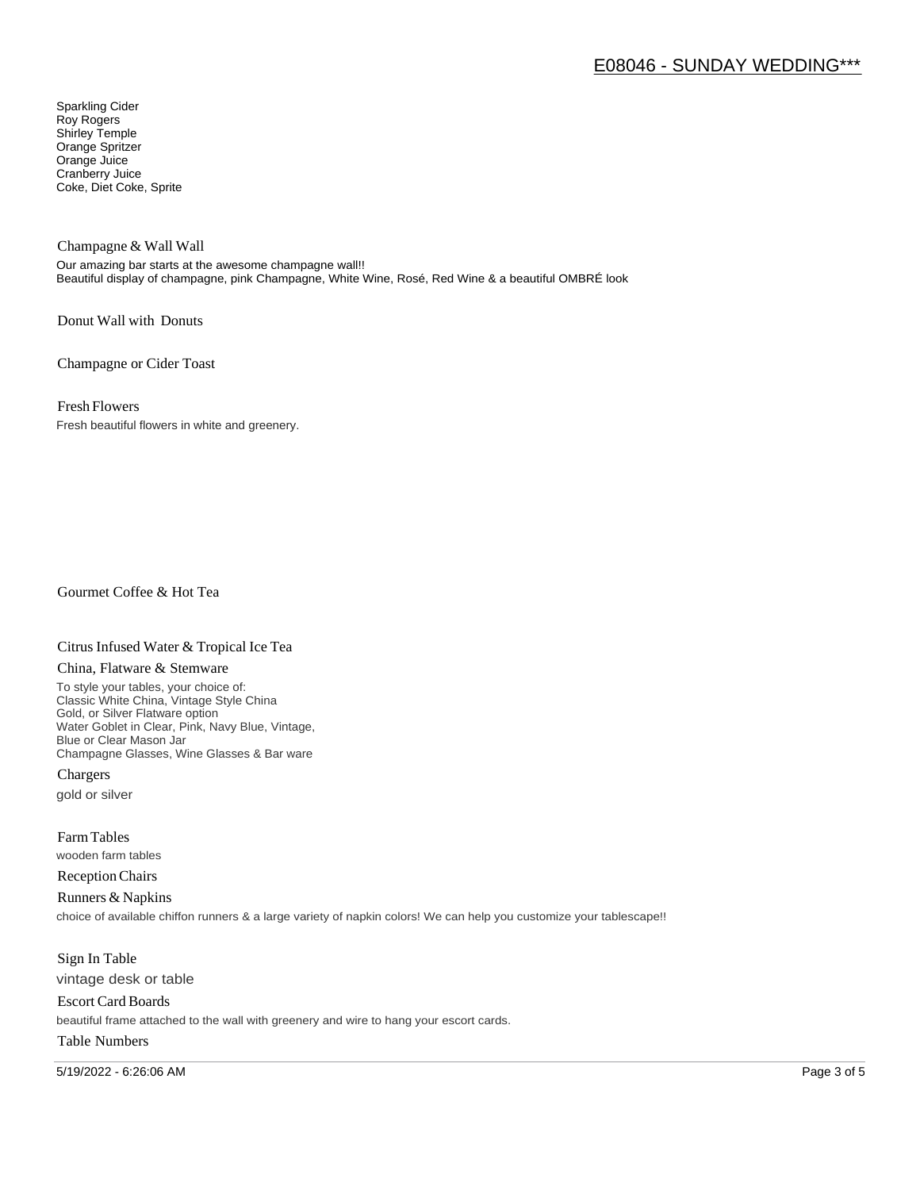Sparkling Cider
Roy Rogers
Shirley Temple
Orange Spritzer
Orange Juice
Cranberry Juice
Coke, Diet Coke, Sprite

### Champagne & Wall Wall

Our amazing bar starts at the awesome champagne wall!!
Beautiful display of champagne, pink Champagne, White Wine, Rosé, Red Wine & a beautiful OMBRÉ look

### Donut Wall with Donuts

### Champagne or Cider Toast

### Fresh Flowers

Fresh beautiful flowers in white and greenery.

### Gourmet Coffee & Hot Tea

### Citrus Infused Water & Tropical Ice Tea

### China, Flatware & Stemware

To style your tables, your choice of:
Classic White China, Vintage Style China
Gold, or Silver Flatware option
Water Goblet in Clear, Pink, Navy Blue, Vintage,
Blue or Clear Mason Jar
Champagne Glasses, Wine Glasses & Bar ware

### Chargers

gold or silver

### Farm Tables

wooden farm tables

### Reception Chairs

### Runners & Napkins

choice of available chiffon runners & a large variety of napkin colors! We can help you customize your tablescape!!

### Sign In Table

vintage desk or table

### Escort Card Boards

beautiful frame attached to the wall with greenery and wire to hang your escort cards.

### Table Numbers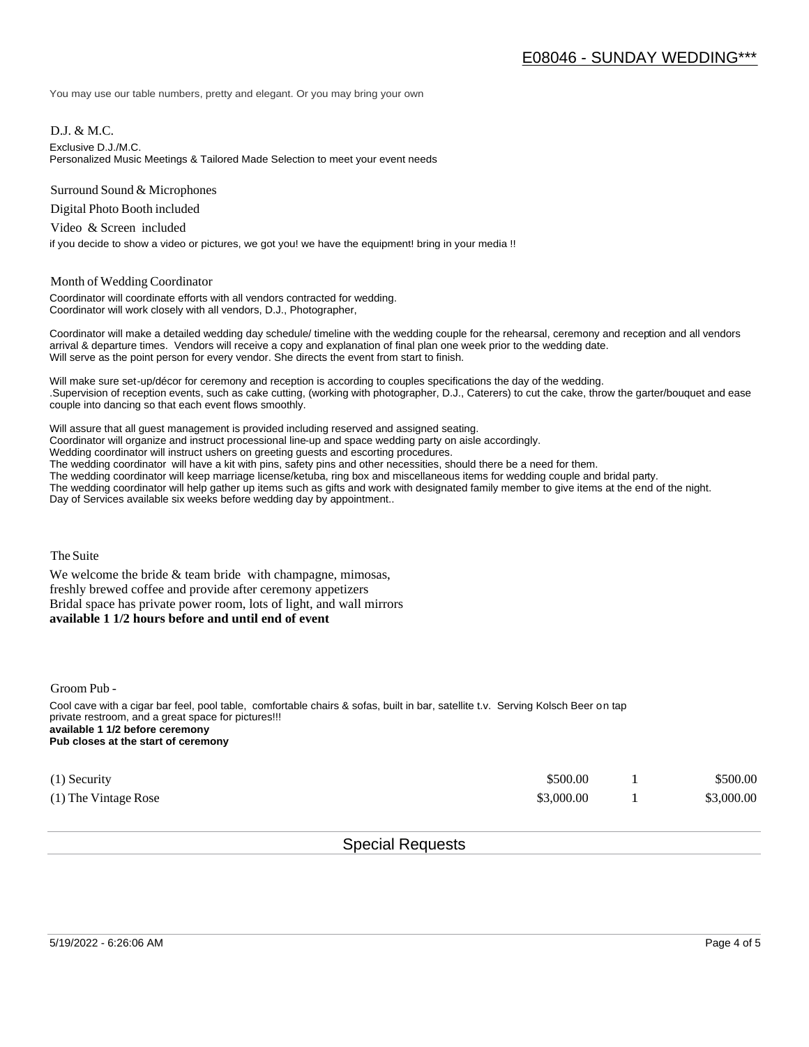You may use our table numbers, pretty and elegant. Or you may bring your own

D.J. & M.C.

Exclusive D.J./M.C.
Personalized Music Meetings & Tailored Made Selection to meet your event needs

Surround Sound & Microphones

Digital Photo Booth included

Video & Screen included

if you decide to show a video or pictures, we got you! we have the equipment! bring in your media !!

Month of Wedding Coordinator

Coordinator will coordinate efforts with all vendors contracted for wedding.
Coordinator will work closely with all vendors, D.J., Photographer,

Coordinator will make a detailed wedding day schedule/ timeline with the wedding couple for the rehearsal, ceremony and reception and all vendors arrival & departure times. Vendors will receive a copy and explanation of final plan one week prior to the wedding date.
Will serve as the point person for every vendor. She directs the event from start to finish.

Will make sure set-up/décor for ceremony and reception is according to couples specifications the day of the wedding.
.Supervision of reception events, such as cake cutting, (working with photographer, D.J., Caterers) to cut the cake, throw the garter/bouquet and ease couple into dancing so that each event flows smoothly.

Will assure that all guest management is provided including reserved and assigned seating.
Coordinator will organize and instruct processional line-up and space wedding party on aisle accordingly.
Wedding coordinator will instruct ushers on greeting guests and escorting procedures.
The wedding coordinator will have a kit with pins, safety pins and other necessities, should there be a need for them.
The wedding coordinator will keep marriage license/ketuba, ring box and miscellaneous items for wedding couple and bridal party.
The wedding coordinator will help gather up items such as gifts and work with designated family member to give items at the end of the night.
Day of Services available six weeks before wedding day by appointment..

The Suite

We welcome the bride & team bride with champagne, mimosas,
freshly brewed coffee and provide after ceremony appetizers
Bridal space has private power room, lots of light, and wall mirrors
**available 1 1/2 hours before and until end of event**

Groom Pub -

Cool cave with a cigar bar feel, pool table, comfortable chairs & sofas, built in bar, satellite t.v. Serving Kolsch Beer on tap
private restroom, and a great space for pictures!!!
**available 1 1/2 before ceremony**
**Pub closes at the start of ceremony**

| | | | |
|---|---|---|---|
| (1) Security | $500.00 | 1 | $500.00 |
| (1) The Vintage Rose | $3,000.00 | 1 | $3,000.00 |

## Special Requests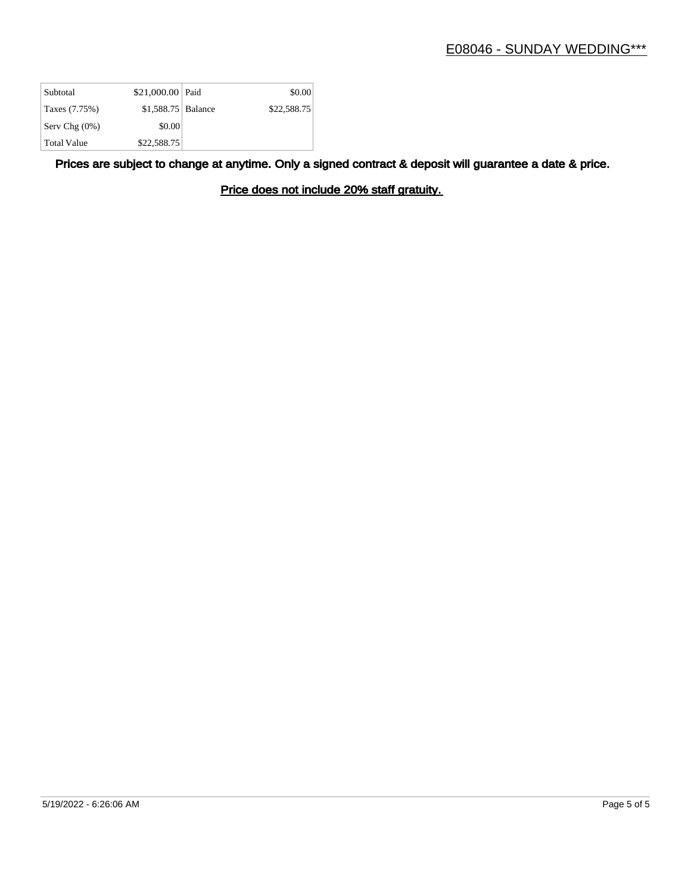| | | | |
|---|---|---|---|
| Subtotal | $21,000.00 | Paid | $0.00 |
| Taxes (7.75%) | $1,588.75 | Balance | $22,588.75 |
| Serv Chg (0%) | $0.00 | | |
| Total Value | $22,588.75 | | |

**Prices are subject to change at anytime. Only a signed contract & deposit will guarantee a date & price.**

**Price does not include 20% staff gratuity.**